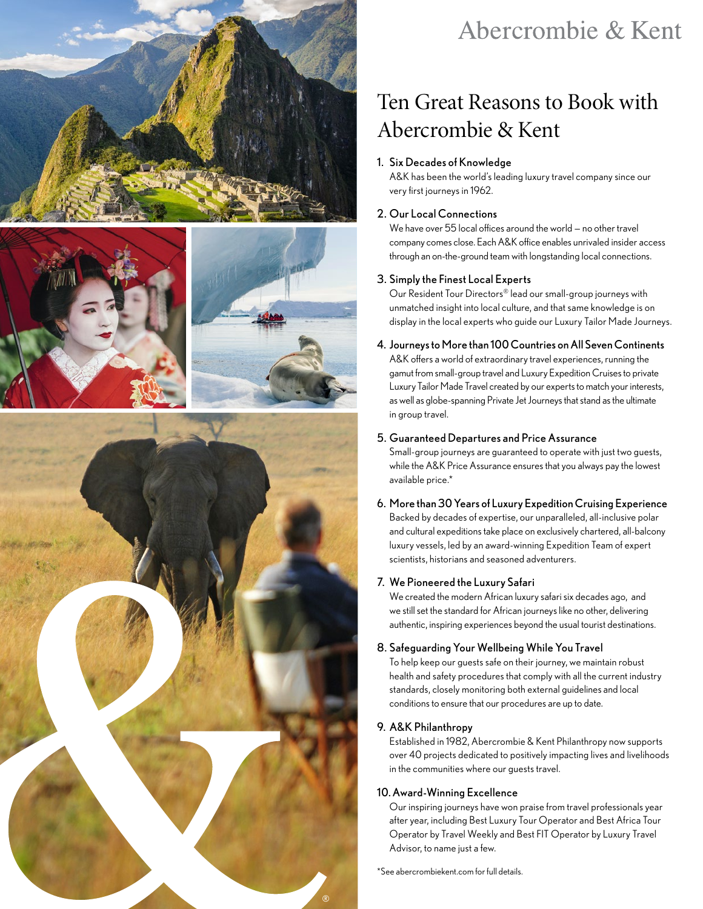Abercrombie & Kent

# Ten Great Reasons to Book with Abercrombie & Kent

1. **Six Decades of Knowledge**
   A&K has been the world's leading luxury travel company since our very first journeys in 1962.

2. **Our Local Connections**
   We have over 55 local offices around the world — no other travel company comes close. Each A&K office enables unrivaled insider access through an on-the-ground team with longstanding local connections.

3. **Simply the Finest Local Experts**
   Our Resident Tour Directors® lead our small-group journeys with unmatched insight into local culture, and that same knowledge is on display in the local experts who guide our Luxury Tailor Made Journeys.

4. **Journeys to More than 100 Countries on All Seven Continents**
   A&K offers a world of extraordinary travel experiences, running the gamut from small-group travel and Luxury Expedition Cruises to private Luxury Tailor Made Travel created by our experts to match your interests, as well as globe-spanning Private Jet Journeys that stand as the ultimate in group travel.

5. **Guaranteed Departures and Price Assurance**
   Small-group journeys are guaranteed to operate with just two guests, while the A&K Price Assurance ensures that you always pay the lowest available price.*

6. **More than 30 Years of Luxury Expedition Cruising Experience**
   Backed by decades of expertise, our unparalleled, all-inclusive polar and cultural expeditions take place on exclusively chartered, all-balcony luxury vessels, led by an award-winning Expedition Team of expert scientists, historians and seasoned adventurers.

7. **We Pioneered the Luxury Safari**
   We created the modern African luxury safari six decades ago, and we still set the standard for African journeys like no other, delivering authentic, inspiring experiences beyond the usual tourist destinations.

8. **Safeguarding Your Wellbeing While You Travel**
   To help keep our guests safe on their journey, we maintain robust health and safety procedures that comply with all the current industry standards, closely monitoring both external guidelines and local conditions to ensure that our procedures are up to date.

9. **A&K Philanthropy**
   Established in 1982, Abercrombie & Kent Philanthropy now supports over 40 projects dedicated to positively impacting lives and livelihoods in the communities where our guests travel.

10. **Award-Winning Excellence**
    Our inspiring journeys have won praise from travel professionals year after year, including Best Luxury Tour Operator and Best Africa Tour Operator by Travel Weekly and Best FIT Operator by Luxury Travel Advisor, to name just a few.

*See abercrombiekent.com for full details.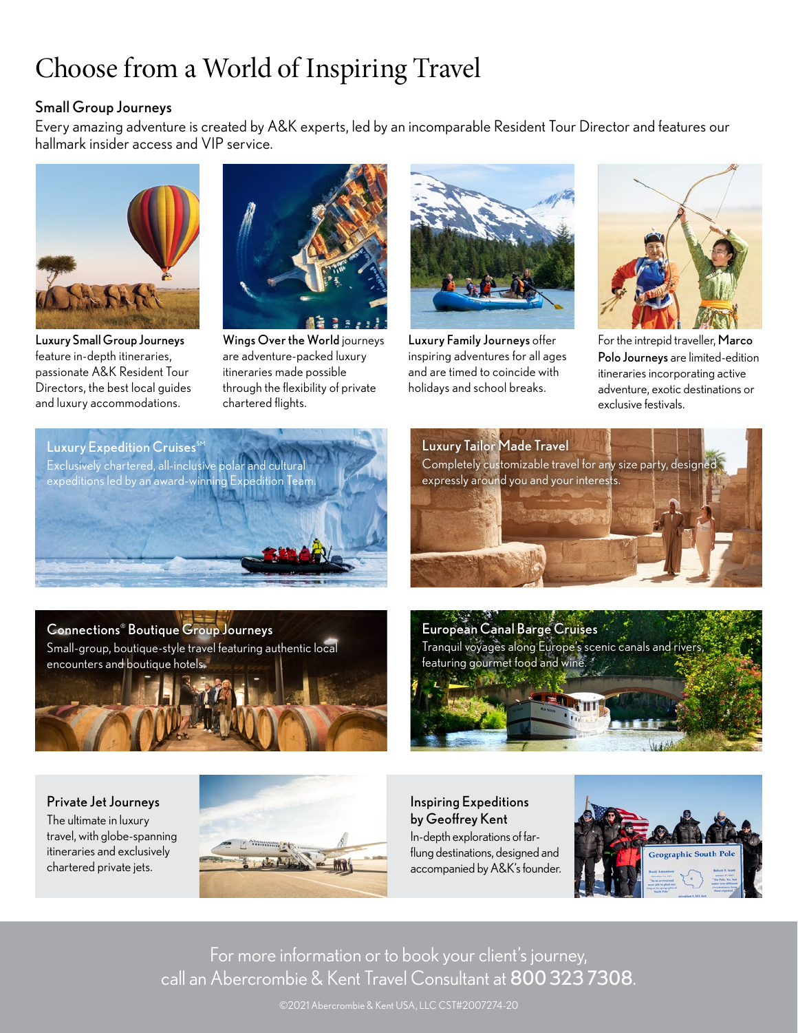# Choose from a World of Inspiring Travel

## Small Group Journeys

Every amazing adventure is created by A&K experts, led by an incomparable Resident Tour Director and features our hallmark insider access and VIP service.

**Luxury Small Group Journeys** feature in-depth itineraries, passionate A&K Resident Tour Directors, the best local guides and luxury accommodations.

**Wings Over the World** journeys are adventure-packed luxury itineraries made possible through the flexibility of private chartered flights.

**Luxury Family Journeys** offer inspiring adventures for all ages and are timed to coincide with holidays and school breaks.

For the intrepid traveller, **Marco Polo Journeys** are limited-edition itineraries incorporating active adventure, exotic destinations or exclusive festivals.

**Luxury Expedition Cruises℠**
Exclusively chartered, all-inclusive polar and cultural expeditions led by an award-winning Expedition Team.

**Luxury Tailor Made Travel**
Completely customizable travel for any size party, designed expressly around you and your interests.

**Connections® Boutique Group Journeys**
Small-group, boutique-style travel featuring authentic local encounters and boutique hotels.

**European Canal Barge Cruises**
Tranquil voyages along Europe's scenic canals and rivers, featuring gourmet food and wine.

**Private Jet Journeys**
The ultimate in luxury travel, with globe-spanning itineraries and exclusively chartered private jets.

**Inspiring Expeditions by Geoffrey Kent**
In-depth explorations of far-flung destinations, designed and accompanied by A&K's founder.

For more information or to book your client's journey,
call an Abercrombie & Kent Travel Consultant at **800 323 7308**.

©2021 Abercrombie & Kent USA, LLC CST#2007274-20